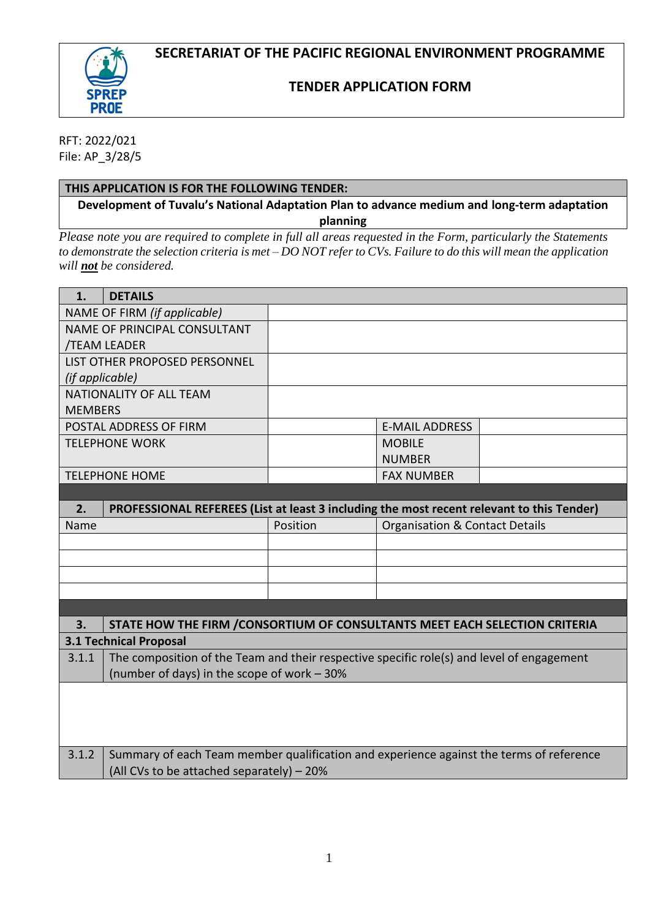# SECRETARIAT OF THE PACIFIC REGIONAL ENVIRONMENT PROGRAMME

## TENDER APPLICATION FORM

RFT: 2022/021
File: AP_3/28/5

| THIS APPLICATION IS FOR THE FOLLOWING TENDER: |
|---|
| **Development of Tuvalu's National Adaptation Plan to advance medium and long-term adaptation planning** |

*Please note you are required to complete in full all areas requested in the Form, particularly the Statements to demonstrate the selection criteria is met – DO NOT refer to CVs. Failure to do this will mean the application will **not** be considered.*

| **1. DETAILS** | | | |
|---|---|---|---|
| NAME OF FIRM *(if applicable)* | | | |
| NAME OF PRINCIPAL CONSULTANT /TEAM LEADER | | | |
| LIST OTHER PROPOSED PERSONNEL *(if applicable)* | | | |
| NATIONALITY OF ALL TEAM MEMBERS | | | |
| POSTAL ADDRESS OF FIRM | | E-MAIL ADDRESS | |
| TELEPHONE WORK | | MOBILE NUMBER | |
| TELEPHONE HOME | | FAX NUMBER | |

| **2. PROFESSIONAL REFEREES (List at least 3 including the most recent relevant to this Tender)** | | |
|---|---|---|
| Name | Position | Organisation & Contact Details |
| | | |
| | | |
| | | |
| | | |

| **3.** | **STATE HOW THE FIRM /CONSORTIUM OF CONSULTANTS MEET EACH SELECTION CRITERIA** |
|---|---|
| **3.1 Technical Proposal** | |
| 3.1.1 | The composition of the Team and their respective specific role(s) and level of engagement (number of days) in the scope of work – 30% |
| | |
| 3.1.2 | Summary of each Team member qualification and experience against the terms of reference (All CVs to be attached separately) – 20% |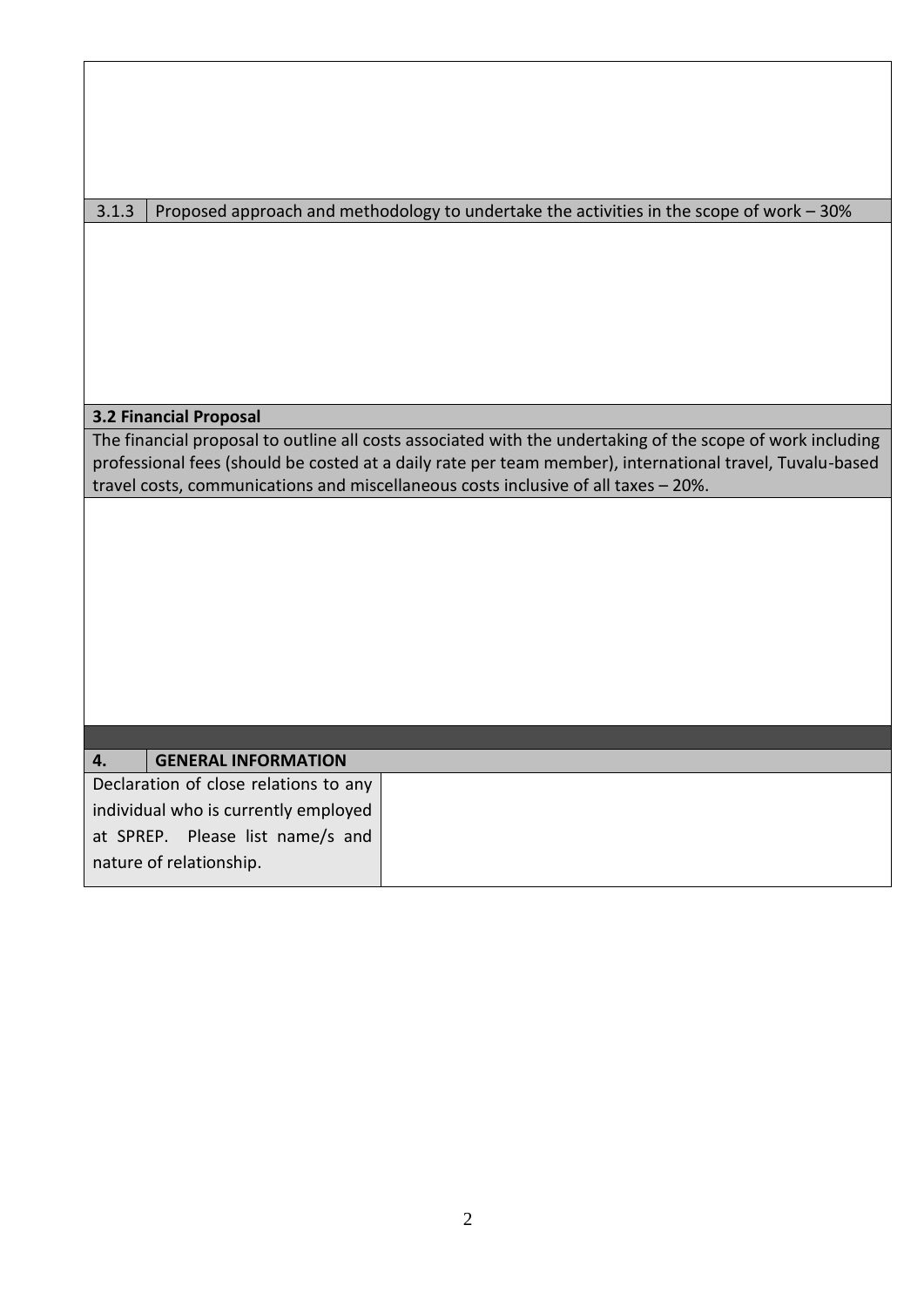| | |
|---|---|
| | |
| 3.1.3 | Proposed approach and methodology to undertake the activities in the scope of work – 30% |
| | |

| **3.2 Financial Proposal** |
|---|
| The financial proposal to outline all costs associated with the undertaking of the scope of work including professional fees (should be costed at a daily rate per team member), international travel, Tuvalu-based travel costs, communications and miscellaneous costs inclusive of all taxes – 20%. |
| |

| **4.** | **GENERAL INFORMATION** |
|---|---|
| Declaration of close relations to any individual who is currently employed at SPREP. Please list name/s and nature of relationship. | |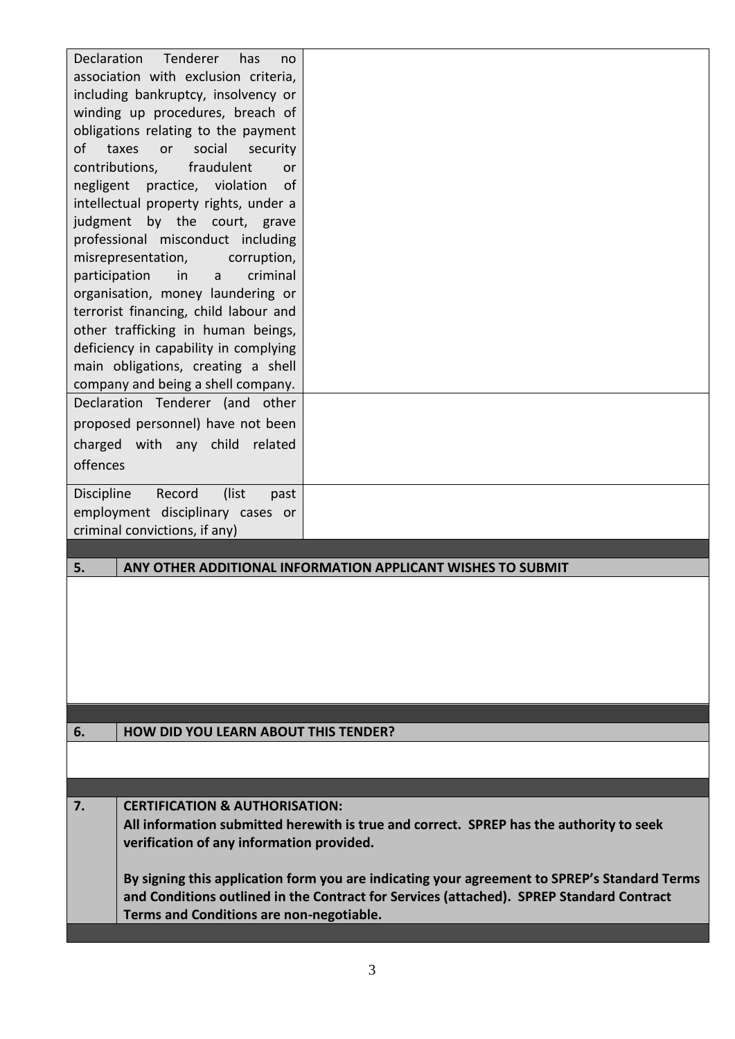| | |
|---|---|
| Declaration Tenderer has no association with exclusion criteria, including bankruptcy, insolvency or winding up procedures, breach of obligations relating to the payment of taxes or social security contributions, fraudulent or negligent practice, violation of intellectual property rights, under a judgment by the court, grave professional misconduct including misrepresentation, corruption, participation in a criminal organisation, money laundering or terrorist financing, child labour and other trafficking in human beings, deficiency in capability in complying main obligations, creating a shell company and being a shell company. | |
| Declaration Tenderer (and other proposed personnel) have not been charged with any child related offences | |
| Discipline Record (list past employment disciplinary cases or criminal convictions, if any) | |

| | |
|---|---|
| **5.** | **ANY OTHER ADDITIONAL INFORMATION APPLICANT WISHES TO SUBMIT** |
| | |

| | |
|---|---|
| **6.** | **HOW DID YOU LEARN ABOUT THIS TENDER?** |
| | |

| | |
|---|---|
| **7.** | **CERTIFICATION & AUTHORISATION:**<br>**All information submitted herewith is true and correct. SPREP has the authority to seek verification of any information provided.**<br><br>**By signing this application form you are indicating your agreement to SPREP's Standard Terms and Conditions outlined in the Contract for Services (attached). SPREP Standard Contract Terms and Conditions are non-negotiable.** |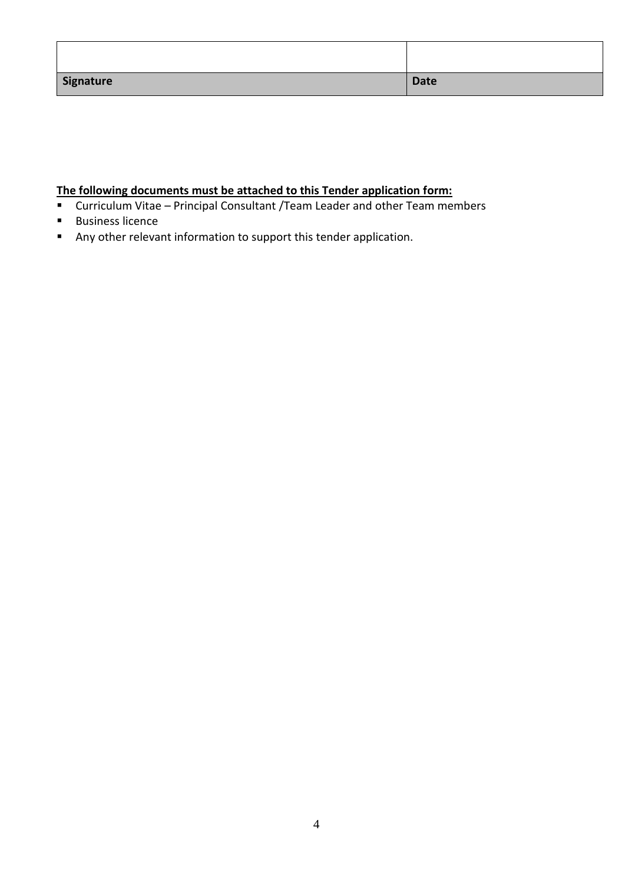| | |
|---|---|
| | |
| **Signature** | **Date** |

**The following documents must be attached to this Tender application form:**

- Curriculum Vitae – Principal Consultant /Team Leader and other Team members
- Business licence
- Any other relevant information to support this tender application.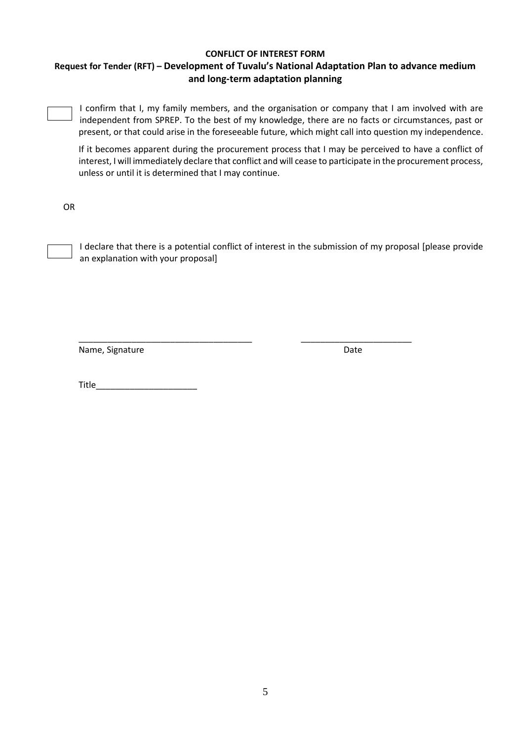**CONFLICT OF INTEREST FORM**

**Request for Tender (RFT) – Development of Tuvalu's National Adaptation Plan to advance medium and long-term adaptation planning**

☐ I confirm that I, my family members, and the organisation or company that I am involved with are independent from SPREP. To the best of my knowledge, there are no facts or circumstances, past or present, or that could arise in the foreseeable future, which might call into question my independence.

If it becomes apparent during the procurement process that I may be perceived to have a conflict of interest, I will immediately declare that conflict and will cease to participate in the procurement process, unless or until it is determined that I may continue.

OR

☐ I declare that there is a potential conflict of interest in the submission of my proposal [please provide an explanation with your proposal]

\_\_\_\_\_\_\_\_\_\_\_\_\_\_\_\_\_\_\_\_\_\_\_\_\_\_\_\_\_\_\_\_\_\_\_\_ \_\_\_\_\_\_\_\_\_\_\_\_\_\_\_\_\_\_\_\_\_\_\_

Name, Signature Date

Title\_\_\_\_\_\_\_\_\_\_\_\_\_\_\_\_\_\_\_\_\_